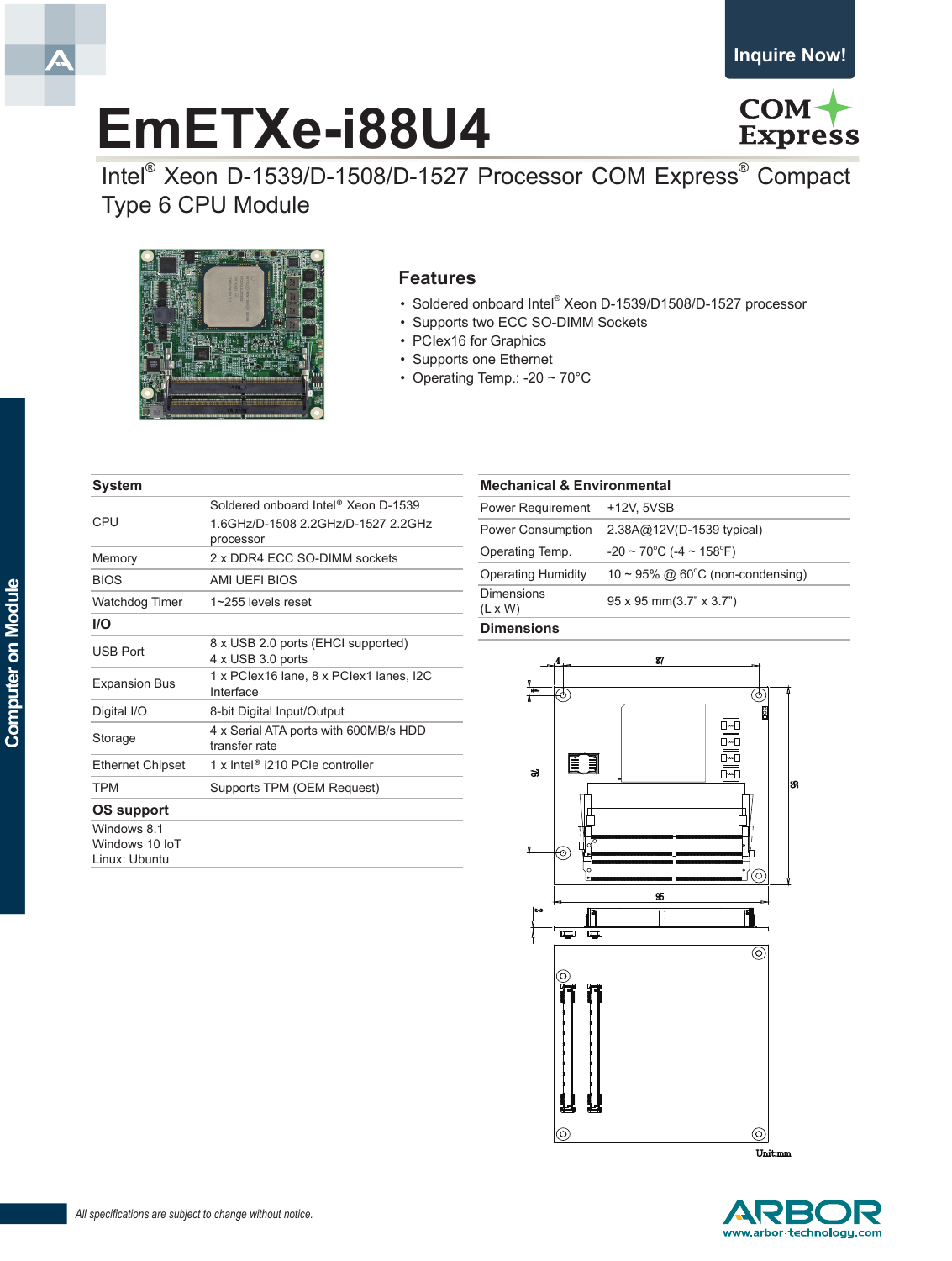# EmETXe-i88U4

Intel® Xeon D-1539/D-1508/D-1527 Processor COM Express® Compact Type 6 CPU Module

## Features

- Soldered onboard Intel® Xeon D-1539/D1508/D-1527 processor
- Supports two ECC SO-DIMM Sockets
- PCIex16 for Graphics
- Supports one Ethernet
- Operating Temp.: -20 ~ 70°C

## System

| | |
|---|---|
| CPU | Soldered onboard Intel® Xeon D-1539 1.6GHz/D-1508 2.2GHz/D-1527 2.2GHz processor |
| Memory | 2 x DDR4 ECC SO-DIMM sockets |
| BIOS | AMI UEFI BIOS |
| Watchdog Timer | 1~255 levels reset |

## I/O

| | |
|---|---|
| USB Port | 8 x USB 2.0 ports (EHCI supported)<br>4 x USB 3.0 ports |
| Expansion Bus | 1 x PCIex16 lane, 8 x PCIex1 lanes, I2C Interface |
| Digital I/O | 8-bit Digital Input/Output |
| Storage | 4 x Serial ATA ports with 600MB/s HDD transfer rate |
| Ethernet Chipset | 1 x Intel® i210 PCIe controller |
| TPM | Supports TPM (OEM Request) |

## OS support

Windows 8.1
Windows 10 IoT
Linux: Ubuntu

## Mechanical & Environmental

| | |
|---|---|
| Power Requirement | +12V, 5VSB |
| Power Consumption | 2.38A@12V(D-1539 typical) |
| Operating Temp. | -20 ~ 70°C (-4 ~ 158°F) |
| Operating Humidity | 10 ~ 95% @ 60°C (non-condensing) |
| Dimensions (L x W) | 95 x 95 mm(3.7" x 3.7") |

## Dimensions

Unit:mm

*All specifications are subject to change without notice.*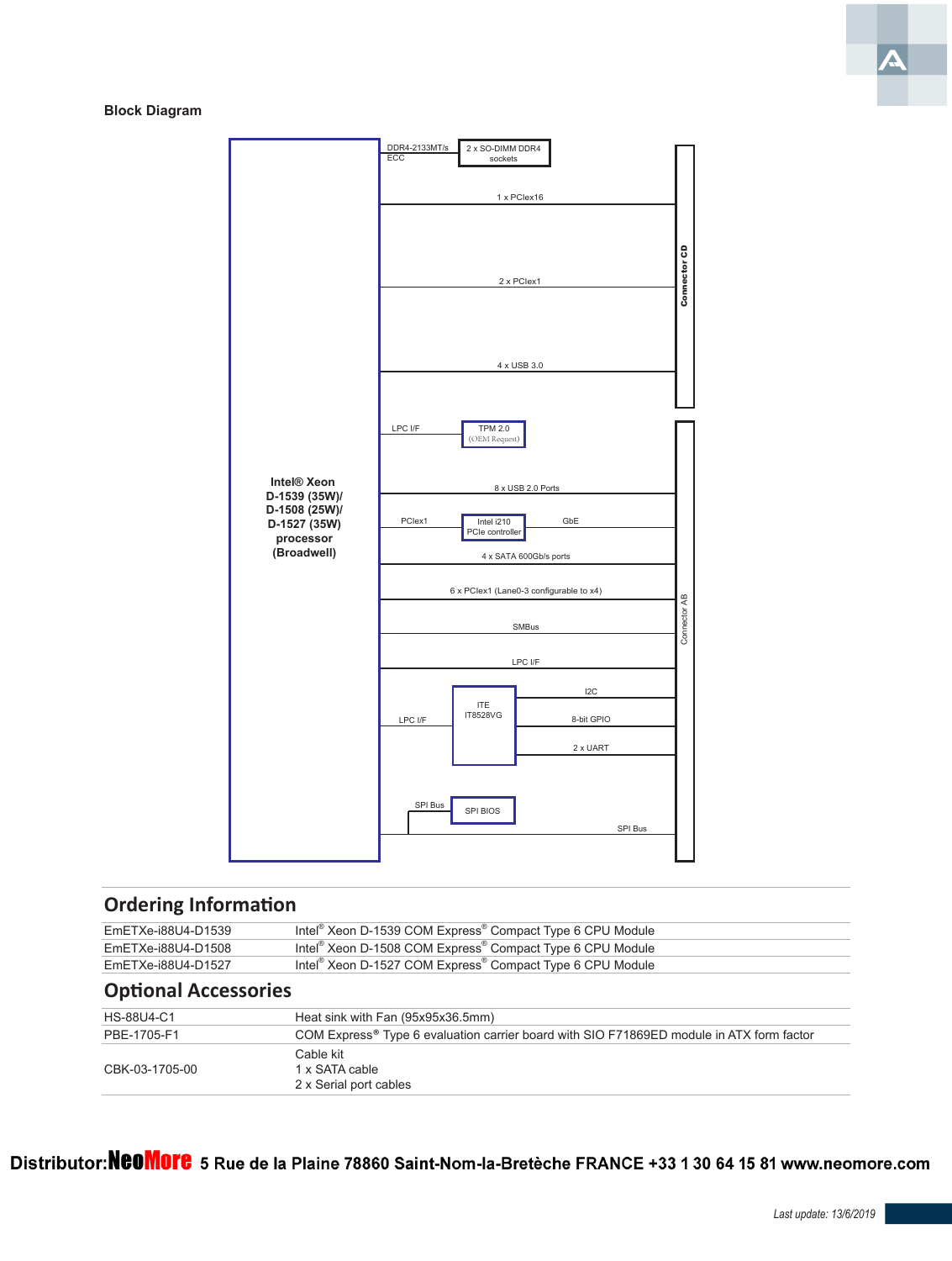## Block Diagram

Intel® Xeon D-1539 (35W)/ D-1508 (25W)/ D-1527 (35W) processor (Broadwell)

DDR4-2133MT/s ECC

2 x SO-DIMM DDR4 sockets

1 x PClex16

2 x PClex1

4 x USB 3.0

Connector CD

LPC I/F

TPM 2.0 (OEM Request)

8 x USB 2.0 Ports

PClex1

Intel i210 PCIe controller

GbE

4 x SATA 600Gb/s ports

6 x PClex1 (Lane0-3 configurable to x4)

SMBus

LPC I/F

Connector AB

ITE IT8528VG

LPC I/F

I2C

8-bit GPIO

2 x UART

SPI Bus

SPI BIOS

SPI Bus

## Ordering Information

| | |
|---|---|
| EmETXe-i88U4-D1539 | Intel® Xeon D-1539 COM Express® Compact Type 6 CPU Module |
| EmETXe-i88U4-D1508 | Intel® Xeon D-1508 COM Express® Compact Type 6 CPU Module |
| EmETXe-i88U4-D1527 | Intel® Xeon D-1527 COM Express® Compact Type 6 CPU Module |

## Optional Accessories

| | |
|---|---|
| HS-88U4-C1 | Heat sink with Fan (95x95x36.5mm) |
| PBE-1705-F1 | COM Express® Type 6 evaluation carrier board with SIO F71869ED module in ATX form factor |
| CBK-03-1705-00 | Cable kit<br>1 x SATA cable<br>2 x Serial port cables |

**Distributor: NeoMore 5 Rue de la Plaine 78860 Saint-Nom-la-Bretèche FRANCE +33 1 30 64 15 81 www.neomore.com**

*Last update: 13/6/2019*